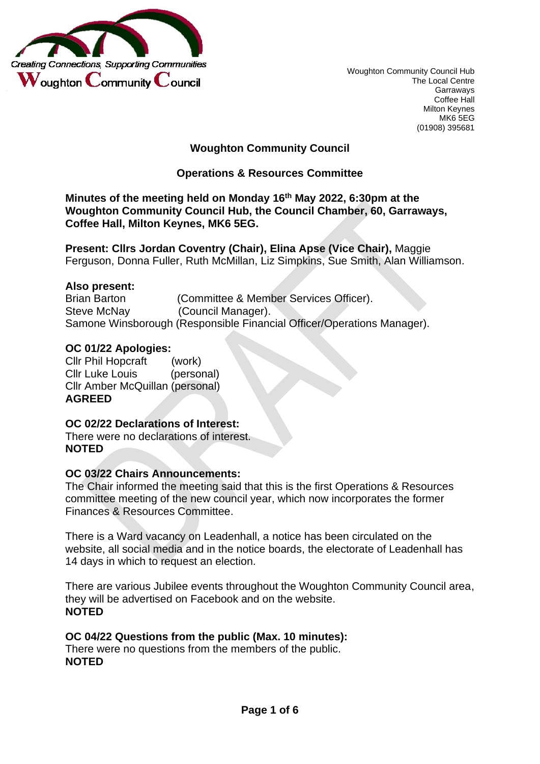Creating Connections, Supporting Communities

Woughton Community Council

Woughton Community Council Hub
The Local Centre
Garraways
Coffee Hall
Milton Keynes
MK6 5EG
(01908) 395681

# Woughton Community Council

## Operations & Resources Committee

**Minutes of the meeting held on Monday 16th May 2022, 6:30pm at the Woughton Community Council Hub, the Council Chamber, 60, Garraways, Coffee Hall, Milton Keynes, MK6 5EG.**

**Present: Cllrs Jordan Coventry (Chair), Elina Apse (Vice Chair),** Maggie Ferguson, Donna Fuller, Ruth McMillan, Liz Simpkins, Sue Smith, Alan Williamson.

**Also present:**
Brian Barton (Committee & Member Services Officer).
Steve McNay (Council Manager).
Samone Winsborough (Responsible Financial Officer/Operations Manager).

**OC 01/22 Apologies:**
Cllr Phil Hopcraft (work)
Cllr Luke Louis (personal)
Cllr Amber McQuillan (personal)
**AGREED**

**OC 02/22 Declarations of Interest:**
There were no declarations of interest.
**NOTED**

**OC 03/22 Chairs Announcements:**
The Chair informed the meeting said that this is the first Operations & Resources committee meeting of the new council year, which now incorporates the former Finances & Resources Committee.

There is a Ward vacancy on Leadenhall, a notice has been circulated on the website, all social media and in the notice boards, the electorate of Leadenhall has 14 days in which to request an election.

There are various Jubilee events throughout the Woughton Community Council area, they will be advertised on Facebook and on the website.
**NOTED**

**OC 04/22 Questions from the public (Max. 10 minutes):**
There were no questions from the members of the public.
**NOTED**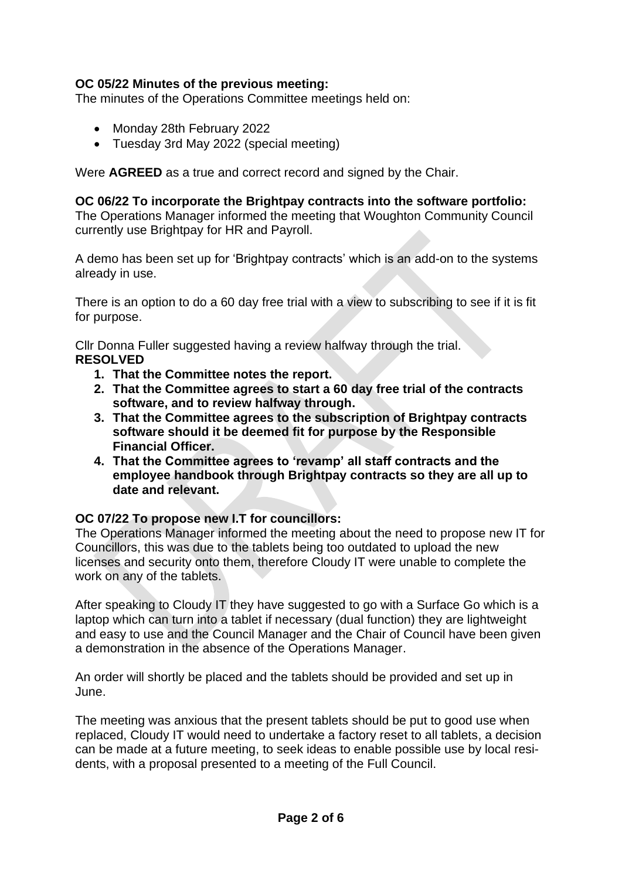**OC 05/22 Minutes of the previous meeting:**
The minutes of the Operations Committee meetings held on:

- Monday 28th February 2022
- Tuesday 3rd May 2022 (special meeting)

Were **AGREED** as a true and correct record and signed by the Chair.

**OC 06/22 To incorporate the Brightpay contracts into the software portfolio:**
The Operations Manager informed the meeting that Woughton Community Council currently use Brightpay for HR and Payroll.

A demo has been set up for 'Brightpay contracts' which is an add-on to the systems already in use.

There is an option to do a 60 day free trial with a view to subscribing to see if it is fit for purpose.

Cllr Donna Fuller suggested having a review halfway through the trial.
**RESOLVED**

1. **That the Committee notes the report.**
2. **That the Committee agrees to start a 60 day free trial of the contracts software, and to review halfway through.**
3. **That the Committee agrees to the subscription of Brightpay contracts software should it be deemed fit for purpose by the Responsible Financial Officer.**
4. **That the Committee agrees to 'revamp' all staff contracts and the employee handbook through Brightpay contracts so they are all up to date and relevant.**

**OC 07/22 To propose new I.T for councillors:**
The Operations Manager informed the meeting about the need to propose new IT for Councillors, this was due to the tablets being too outdated to upload the new licenses and security onto them, therefore Cloudy IT were unable to complete the work on any of the tablets.

After speaking to Cloudy IT they have suggested to go with a Surface Go which is a laptop which can turn into a tablet if necessary (dual function) they are lightweight and easy to use and the Council Manager and the Chair of Council have been given a demonstration in the absence of the Operations Manager.

An order will shortly be placed and the tablets should be provided and set up in June.

The meeting was anxious that the present tablets should be put to good use when replaced, Cloudy IT would need to undertake a factory reset to all tablets, a decision can be made at a future meeting, to seek ideas to enable possible use by local residents, with a proposal presented to a meeting of the Full Council.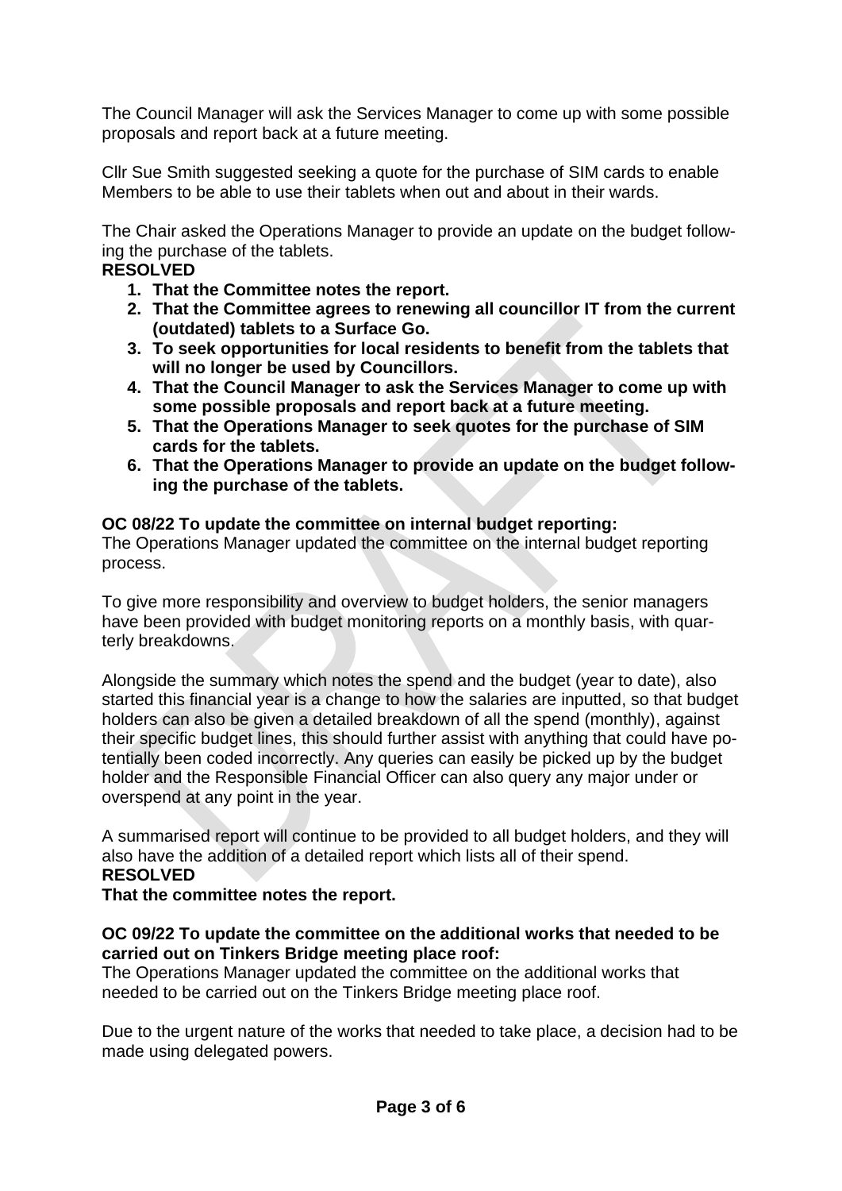The Council Manager will ask the Services Manager to come up with some possible proposals and report back at a future meeting.

Cllr Sue Smith suggested seeking a quote for the purchase of SIM cards to enable Members to be able to use their tablets when out and about in their wards.

The Chair asked the Operations Manager to provide an update on the budget following the purchase of the tablets.

**RESOLVED**

1. **That the Committee notes the report.**
2. **That the Committee agrees to renewing all councillor IT from the current (outdated) tablets to a Surface Go.**
3. **To seek opportunities for local residents to benefit from the tablets that will no longer be used by Councillors.**
4. **That the Council Manager to ask the Services Manager to come up with some possible proposals and report back at a future meeting.**
5. **That the Operations Manager to seek quotes for the purchase of SIM cards for the tablets.**
6. **That the Operations Manager to provide an update on the budget following the purchase of the tablets.**

**OC 08/22 To update the committee on internal budget reporting:**

The Operations Manager updated the committee on the internal budget reporting process.

To give more responsibility and overview to budget holders, the senior managers have been provided with budget monitoring reports on a monthly basis, with quarterly breakdowns.

Alongside the summary which notes the spend and the budget (year to date), also started this financial year is a change to how the salaries are inputted, so that budget holders can also be given a detailed breakdown of all the spend (monthly), against their specific budget lines, this should further assist with anything that could have potentially been coded incorrectly. Any queries can easily be picked up by the budget holder and the Responsible Financial Officer can also query any major under or overspend at any point in the year.

A summarised report will continue to be provided to all budget holders, and they will also have the addition of a detailed report which lists all of their spend.

**RESOLVED**

**That the committee notes the report.**

**OC 09/22 To update the committee on the additional works that needed to be carried out on Tinkers Bridge meeting place roof:**

The Operations Manager updated the committee on the additional works that needed to be carried out on the Tinkers Bridge meeting place roof.

Due to the urgent nature of the works that needed to take place, a decision had to be made using delegated powers.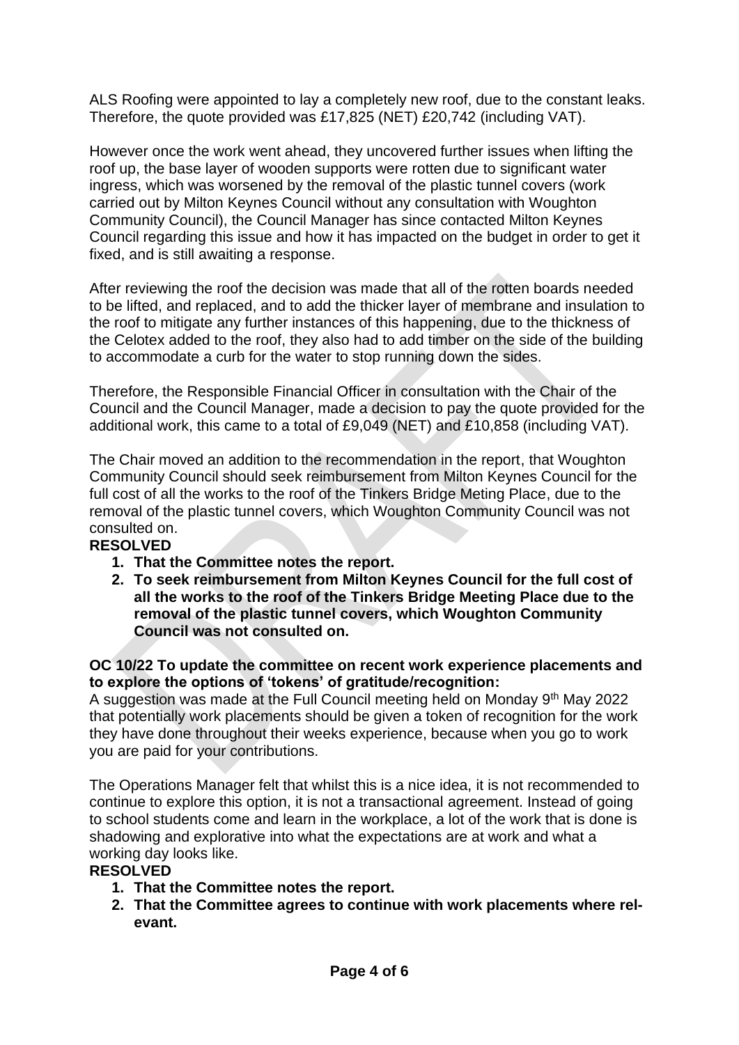ALS Roofing were appointed to lay a completely new roof, due to the constant leaks. Therefore, the quote provided was £17,825 (NET) £20,742 (including VAT).

However once the work went ahead, they uncovered further issues when lifting the roof up, the base layer of wooden supports were rotten due to significant water ingress, which was worsened by the removal of the plastic tunnel covers (work carried out by Milton Keynes Council without any consultation with Woughton Community Council), the Council Manager has since contacted Milton Keynes Council regarding this issue and how it has impacted on the budget in order to get it fixed, and is still awaiting a response.

After reviewing the roof the decision was made that all of the rotten boards needed to be lifted, and replaced, and to add the thicker layer of membrane and insulation to the roof to mitigate any further instances of this happening, due to the thickness of the Celotex added to the roof, they also had to add timber on the side of the building to accommodate a curb for the water to stop running down the sides.

Therefore, the Responsible Financial Officer in consultation with the Chair of the Council and the Council Manager, made a decision to pay the quote provided for the additional work, this came to a total of £9,049 (NET) and £10,858 (including VAT).

The Chair moved an addition to the recommendation in the report, that Woughton Community Council should seek reimbursement from Milton Keynes Council for the full cost of all the works to the roof of the Tinkers Bridge Meting Place, due to the removal of the plastic tunnel covers, which Woughton Community Council was not consulted on.

**RESOLVED**

1. **That the Committee notes the report.**
2. **To seek reimbursement from Milton Keynes Council for the full cost of all the works to the roof of the Tinkers Bridge Meeting Place due to the removal of the plastic tunnel covers, which Woughton Community Council was not consulted on.**

**OC 10/22 To update the committee on recent work experience placements and to explore the options of 'tokens' of gratitude/recognition:**

A suggestion was made at the Full Council meeting held on Monday 9th May 2022 that potentially work placements should be given a token of recognition for the work they have done throughout their weeks experience, because when you go to work you are paid for your contributions.

The Operations Manager felt that whilst this is a nice idea, it is not recommended to continue to explore this option, it is not a transactional agreement. Instead of going to school students come and learn in the workplace, a lot of the work that is done is shadowing and explorative into what the expectations are at work and what a working day looks like.

**RESOLVED**

1. **That the Committee notes the report.**
2. **That the Committee agrees to continue with work placements where relevant.**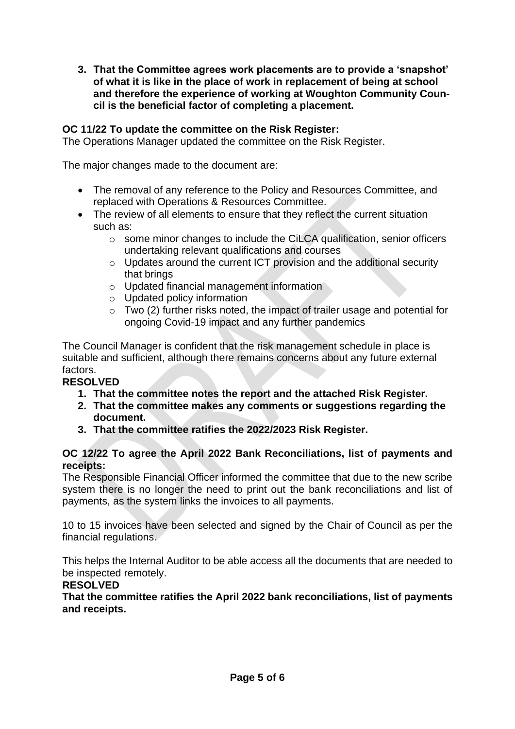3. **That the Committee agrees work placements are to provide a 'snapshot' of what it is like in the place of work in replacement of being at school and therefore the experience of working at Woughton Community Council is the beneficial factor of completing a placement.**

**OC 11/22 To update the committee on the Risk Register:**
The Operations Manager updated the committee on the Risk Register.

The major changes made to the document are:

- The removal of any reference to the Policy and Resources Committee, and replaced with Operations & Resources Committee.
- The review of all elements to ensure that they reflect the current situation such as:
  - some minor changes to include the CiLCA qualification, senior officers undertaking relevant qualifications and courses
  - Updates around the current ICT provision and the additional security that brings
  - Updated financial management information
  - Updated policy information
  - Two (2) further risks noted, the impact of trailer usage and potential for ongoing Covid-19 impact and any further pandemics

The Council Manager is confident that the risk management schedule in place is suitable and sufficient, although there remains concerns about any future external factors.

**RESOLVED**

1. **That the committee notes the report and the attached Risk Register.**
2. **That the committee makes any comments or suggestions regarding the document.**
3. **That the committee ratifies the 2022/2023 Risk Register.**

**OC 12/22 To agree the April 2022 Bank Reconciliations, list of payments and receipts:**
The Responsible Financial Officer informed the committee that due to the new scribe system there is no longer the need to print out the bank reconciliations and list of payments, as the system links the invoices to all payments.

10 to 15 invoices have been selected and signed by the Chair of Council as per the financial regulations.

This helps the Internal Auditor to be able access all the documents that are needed to be inspected remotely.

**RESOLVED**
**That the committee ratifies the April 2022 bank reconciliations, list of payments and receipts.**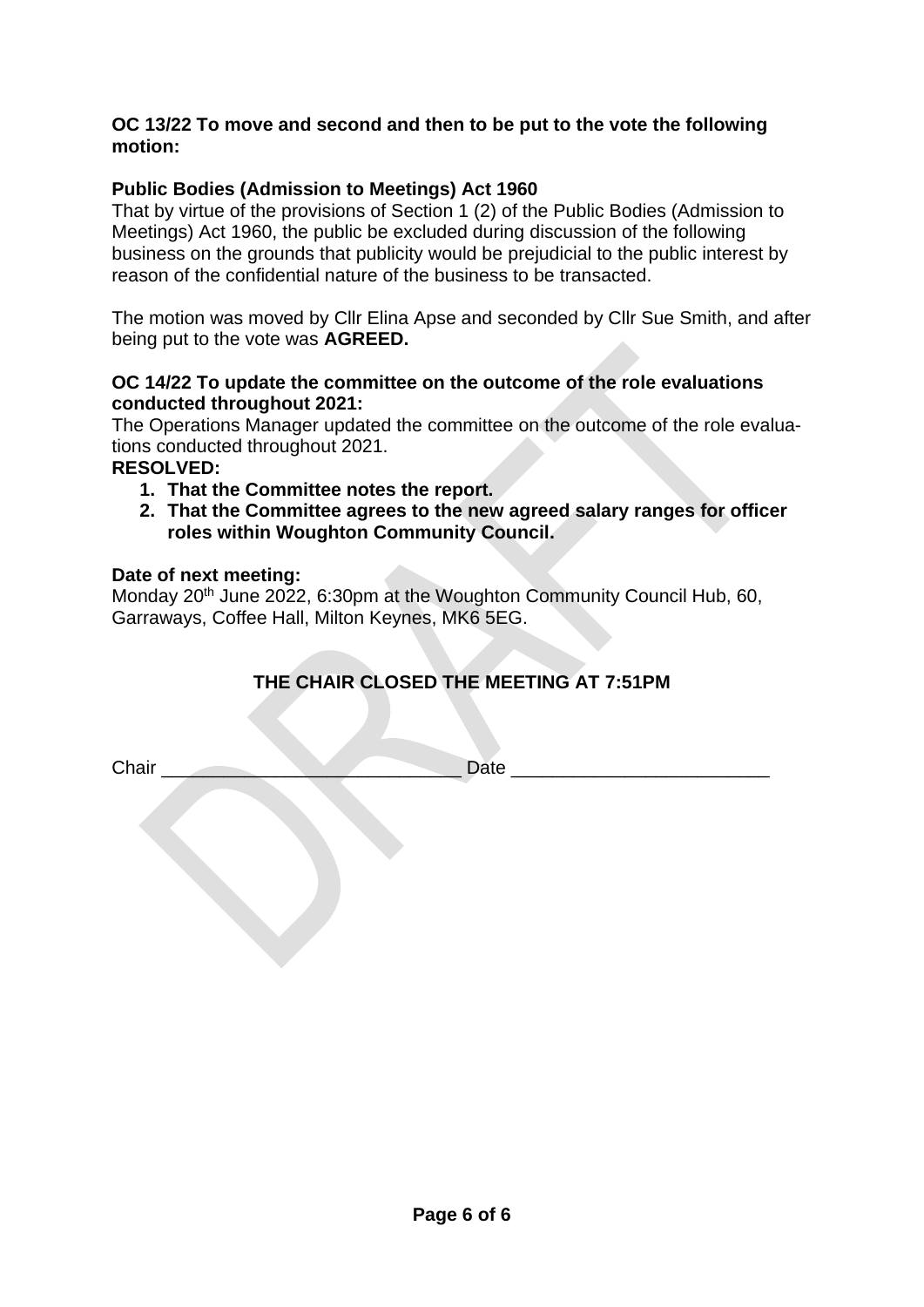**OC 13/22 To move and second and then to be put to the vote the following motion:**

**Public Bodies (Admission to Meetings) Act 1960**

That by virtue of the provisions of Section 1 (2) of the Public Bodies (Admission to Meetings) Act 1960, the public be excluded during discussion of the following business on the grounds that publicity would be prejudicial to the public interest by reason of the confidential nature of the business to be transacted.

The motion was moved by Cllr Elina Apse and seconded by Cllr Sue Smith, and after being put to the vote was **AGREED.**

**OC 14/22 To update the committee on the outcome of the role evaluations conducted throughout 2021:**

The Operations Manager updated the committee on the outcome of the role evaluations conducted throughout 2021.

**RESOLVED:**

1. **That the Committee notes the report.**
2. **That the Committee agrees to the new agreed salary ranges for officer roles within Woughton Community Council.**

**Date of next meeting:**

Monday 20th June 2022, 6:30pm at the Woughton Community Council Hub, 60, Garraways, Coffee Hall, Milton Keynes, MK6 5EG.

**THE CHAIR CLOSED THE MEETING AT 7:51PM**

Chair ______________________________ Date _________________________